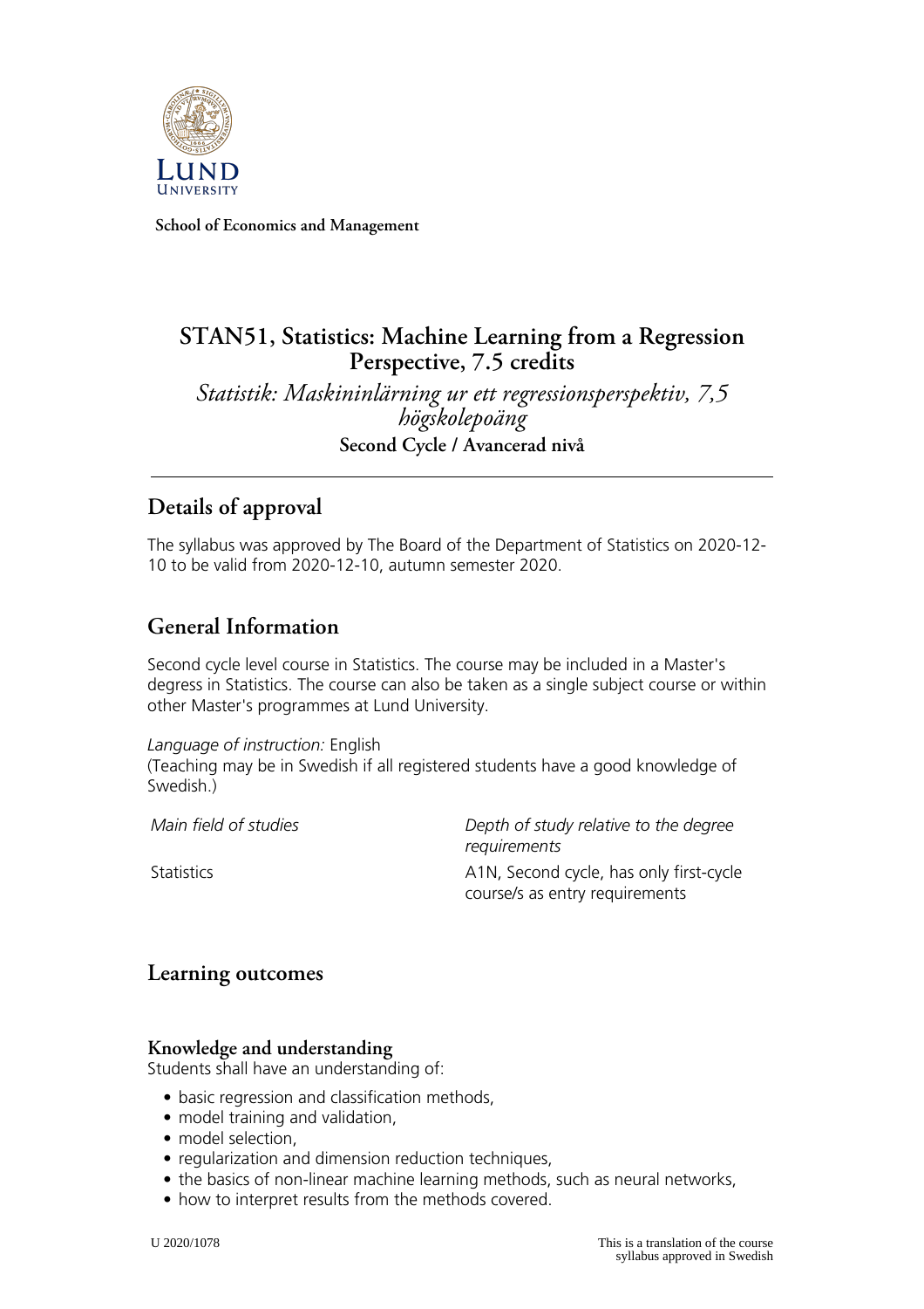**School of Economics and Management**

# STAN51, Statistics: Machine Learning from a Regression Perspective, 7.5 credits

*Statistik: Maskininlärning ur ett regressionsperspektiv, 7,5 högskolepoäng*

**Second Cycle / Avancerad nivå**

## Details of approval

The syllabus was approved by The Board of the Department of Statistics on 2020-12-10 to be valid from 2020-12-10, autumn semester 2020.

## General Information

Second cycle level course in Statistics. The course may be included in a Master's degress in Statistics. The course can also be taken as a single subject course or within other Master's programmes at Lund University.

*Language of instruction:* English
(Teaching may be in Swedish if all registered students have a good knowledge of Swedish.)

| *Main field of studies* | *Depth of study relative to the degree requirements* |
|---|---|
| Statistics | A1N, Second cycle, has only first-cycle course/s as entry requirements |

## Learning outcomes

### Knowledge and understanding

Students shall have an understanding of:

- basic regression and classification methods,
- model training and validation,
- model selection,
- regularization and dimension reduction techniques,
- the basics of non-linear machine learning methods, such as neural networks,
- how to interpret results from the methods covered.

U 2020/1078

This is a translation of the course syllabus approved in Swedish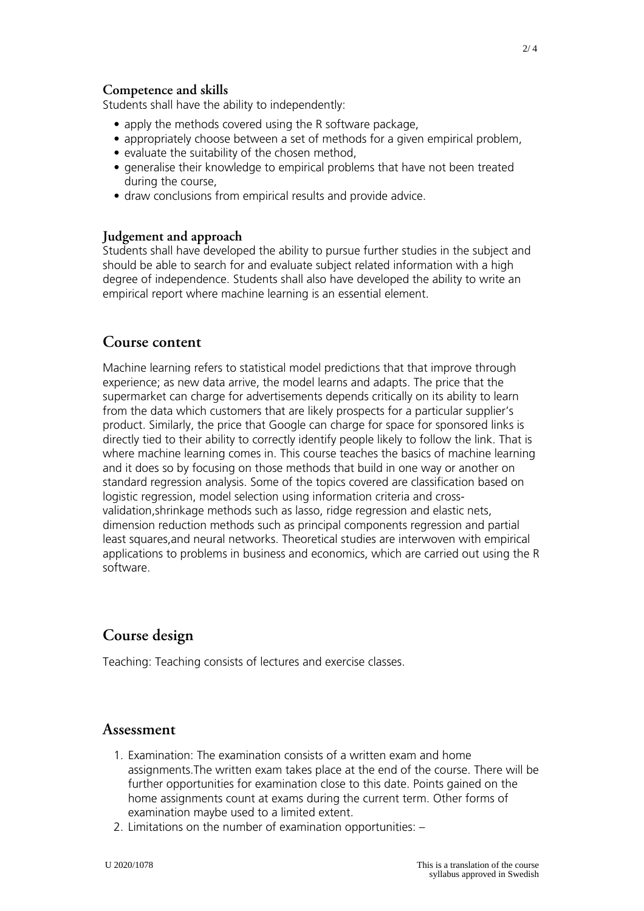### Competence and skills

Students shall have the ability to independently:

- apply the methods covered using the R software package,
- appropriately choose between a set of methods for a given empirical problem,
- evaluate the suitability of the chosen method,
- generalise their knowledge to empirical problems that have not been treated during the course,
- draw conclusions from empirical results and provide advice.

### Judgement and approach

Students shall have developed the ability to pursue further studies in the subject and should be able to search for and evaluate subject related information with a high degree of independence. Students shall also have developed the ability to write an empirical report where machine learning is an essential element.

## Course content

Machine learning refers to statistical model predictions that that improve through experience; as new data arrive, the model learns and adapts. The price that the supermarket can charge for advertisements depends critically on its ability to learn from the data which customers that are likely prospects for a particular supplier's product. Similarly, the price that Google can charge for space for sponsored links is directly tied to their ability to correctly identify people likely to follow the link. That is where machine learning comes in. This course teaches the basics of machine learning and it does so by focusing on those methods that build in one way or another on standard regression analysis. Some of the topics covered are classification based on logistic regression, model selection using information criteria and cross-validation,shrinkage methods such as lasso, ridge regression and elastic nets, dimension reduction methods such as principal components regression and partial least squares,and neural networks. Theoretical studies are interwoven with empirical applications to problems in business and economics, which are carried out using the R software.

## Course design

Teaching: Teaching consists of lectures and exercise classes.

## Assessment

1. Examination: The examination consists of a written exam and home assignments.The written exam takes place at the end of the course. There will be further opportunities for examination close to this date. Points gained on the home assignments count at exams during the current term. Other forms of examination maybe used to a limited extent.
2. Limitations on the number of examination opportunities: –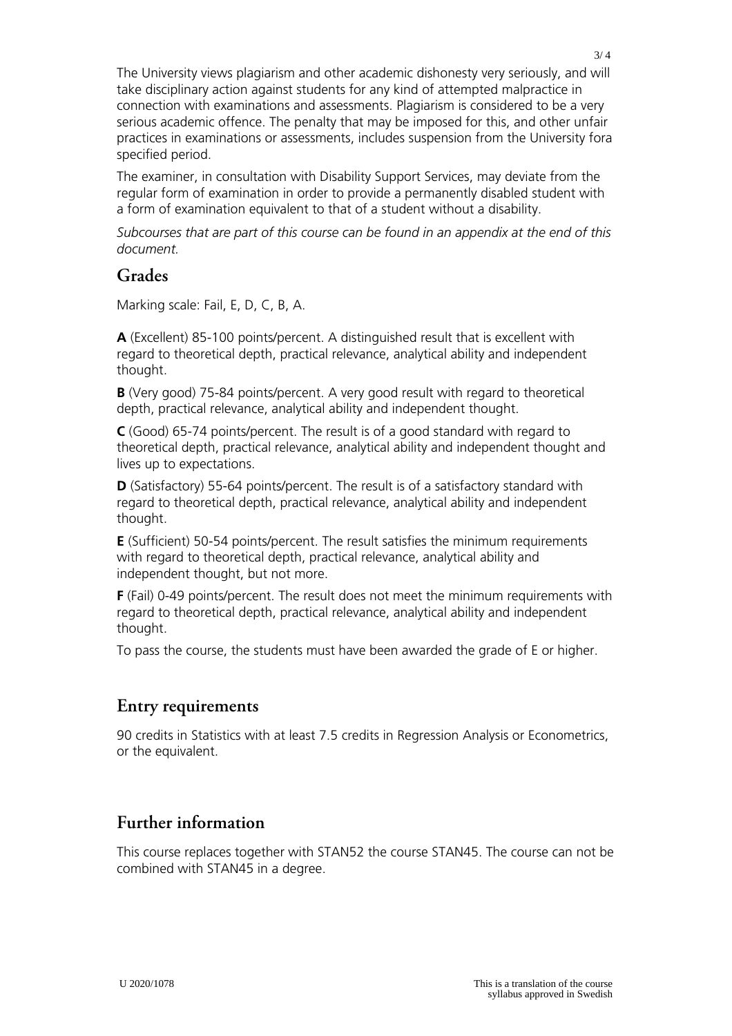The University views plagiarism and other academic dishonesty very seriously, and will take disciplinary action against students for any kind of attempted malpractice in connection with examinations and assessments. Plagiarism is considered to be a very serious academic offence. The penalty that may be imposed for this, and other unfair practices in examinations or assessments, includes suspension from the University fora specified period.

The examiner, in consultation with Disability Support Services, may deviate from the regular form of examination in order to provide a permanently disabled student with a form of examination equivalent to that of a student without a disability.

*Subcourses that are part of this course can be found in an appendix at the end of this document.*

## Grades

Marking scale: Fail, E, D, C, B, A.

**A** (Excellent) 85-100 points/percent. A distinguished result that is excellent with regard to theoretical depth, practical relevance, analytical ability and independent thought.

**B** (Very good) 75-84 points/percent. A very good result with regard to theoretical depth, practical relevance, analytical ability and independent thought.

**C** (Good) 65-74 points/percent. The result is of a good standard with regard to theoretical depth, practical relevance, analytical ability and independent thought and lives up to expectations.

**D** (Satisfactory) 55-64 points/percent. The result is of a satisfactory standard with regard to theoretical depth, practical relevance, analytical ability and independent thought.

**E** (Sufficient) 50-54 points/percent. The result satisfies the minimum requirements with regard to theoretical depth, practical relevance, analytical ability and independent thought, but not more.

**F** (Fail) 0-49 points/percent. The result does not meet the minimum requirements with regard to theoretical depth, practical relevance, analytical ability and independent thought.

To pass the course, the students must have been awarded the grade of E or higher.

## Entry requirements

90 credits in Statistics with at least 7.5 credits in Regression Analysis or Econometrics, or the equivalent.

## Further information

This course replaces together with STAN52 the course STAN45. The course can not be combined with STAN45 in a degree.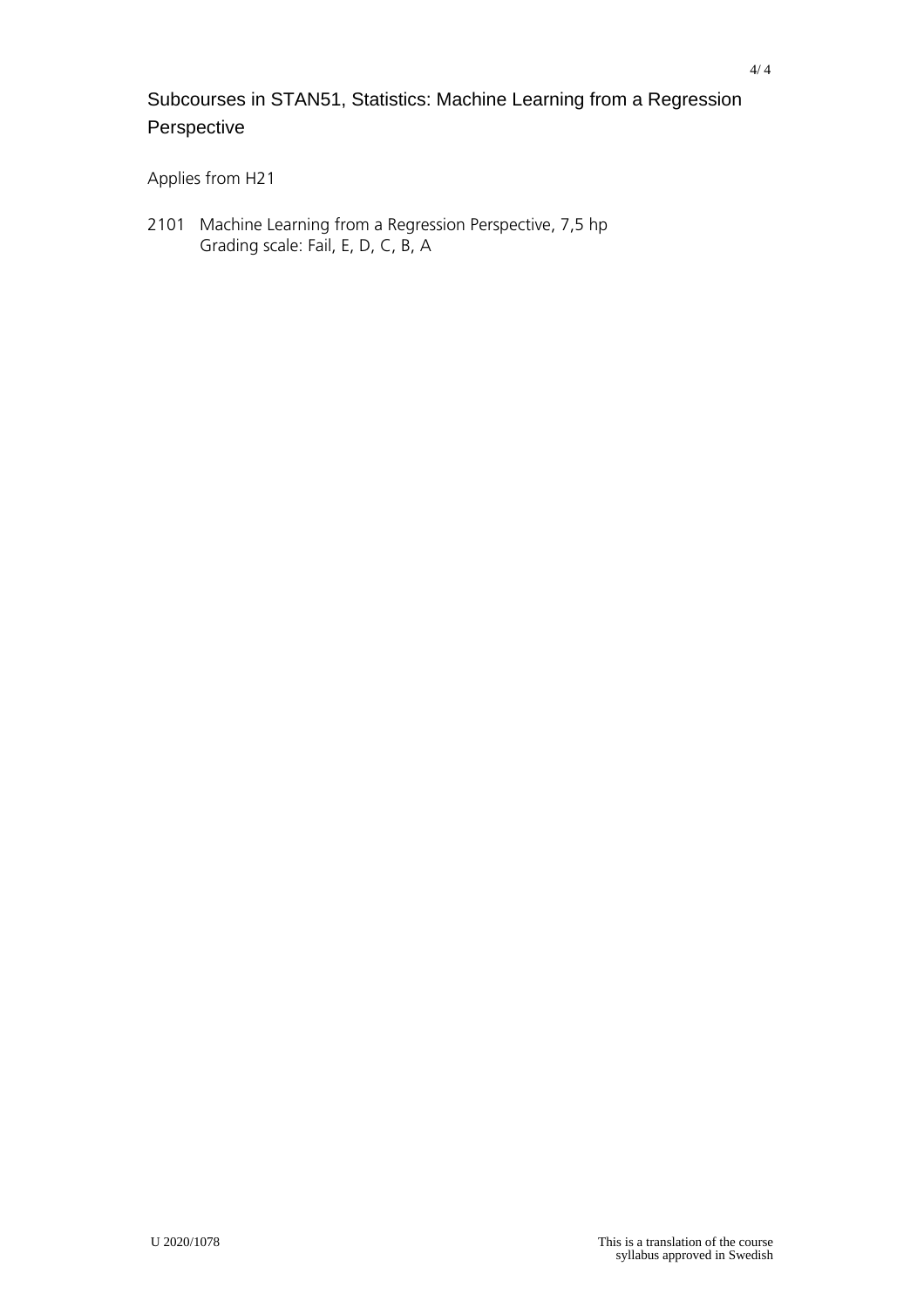# Subcourses in STAN51, Statistics: Machine Learning from a Regression Perspective

Applies from H21

2101 Machine Learning from a Regression Perspective, 7,5 hp
Grading scale: Fail, E, D, C, B, A